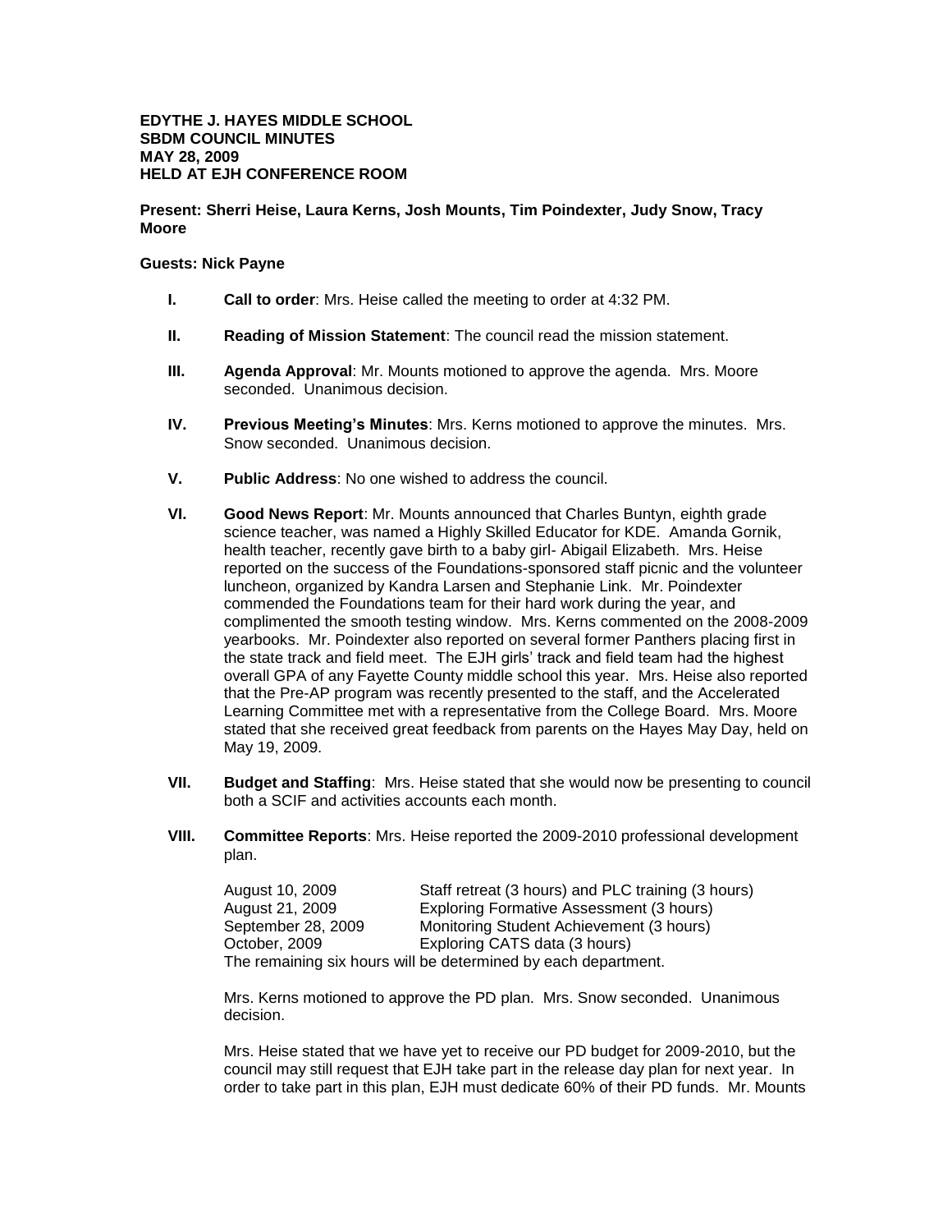**EDYTHE J. HAYES MIDDLE SCHOOL**
**SBDM COUNCIL MINUTES**
**MAY 28, 2009**
**HELD AT EJH CONFERENCE ROOM**

**Present: Sherri Heise, Laura Kerns, Josh Mounts, Tim Poindexter, Judy Snow, Tracy Moore**

**Guests: Nick Payne**

I. **Call to order**: Mrs. Heise called the meeting to order at 4:32 PM.

II. **Reading of Mission Statement**: The council read the mission statement.

III. **Agenda Approval**: Mr. Mounts motioned to approve the agenda. Mrs. Moore seconded. Unanimous decision.

IV. **Previous Meeting's Minutes**: Mrs. Kerns motioned to approve the minutes. Mrs. Snow seconded. Unanimous decision.

V. **Public Address**: No one wished to address the council.

VI. **Good News Report**: Mr. Mounts announced that Charles Buntyn, eighth grade science teacher, was named a Highly Skilled Educator for KDE. Amanda Gornik, health teacher, recently gave birth to a baby girl- Abigail Elizabeth. Mrs. Heise reported on the success of the Foundations-sponsored staff picnic and the volunteer luncheon, organized by Kandra Larsen and Stephanie Link. Mr. Poindexter commended the Foundations team for their hard work during the year, and complimented the smooth testing window. Mrs. Kerns commented on the 2008-2009 yearbooks. Mr. Poindexter also reported on several former Panthers placing first in the state track and field meet. The EJH girls' track and field team had the highest overall GPA of any Fayette County middle school this year. Mrs. Heise also reported that the Pre-AP program was recently presented to the staff, and the Accelerated Learning Committee met with a representative from the College Board. Mrs. Moore stated that she received great feedback from parents on the Hayes May Day, held on May 19, 2009.

VII. **Budget and Staffing**: Mrs. Heise stated that she would now be presenting to council both a SCIF and activities accounts each month.

VIII. **Committee Reports**: Mrs. Heise reported the 2009-2010 professional development plan.

| | |
|---|---|
| August 10, 2009 | Staff retreat (3 hours) and PLC training (3 hours) |
| August 21, 2009 | Exploring Formative Assessment (3 hours) |
| September 28, 2009 | Monitoring Student Achievement (3 hours) |
| October, 2009 | Exploring CATS data (3 hours) |

The remaining six hours will be determined by each department.

Mrs. Kerns motioned to approve the PD plan. Mrs. Snow seconded. Unanimous decision.

Mrs. Heise stated that we have yet to receive our PD budget for 2009-2010, but the council may still request that EJH take part in the release day plan for next year. In order to take part in this plan, EJH must dedicate 60% of their PD funds. Mr. Mounts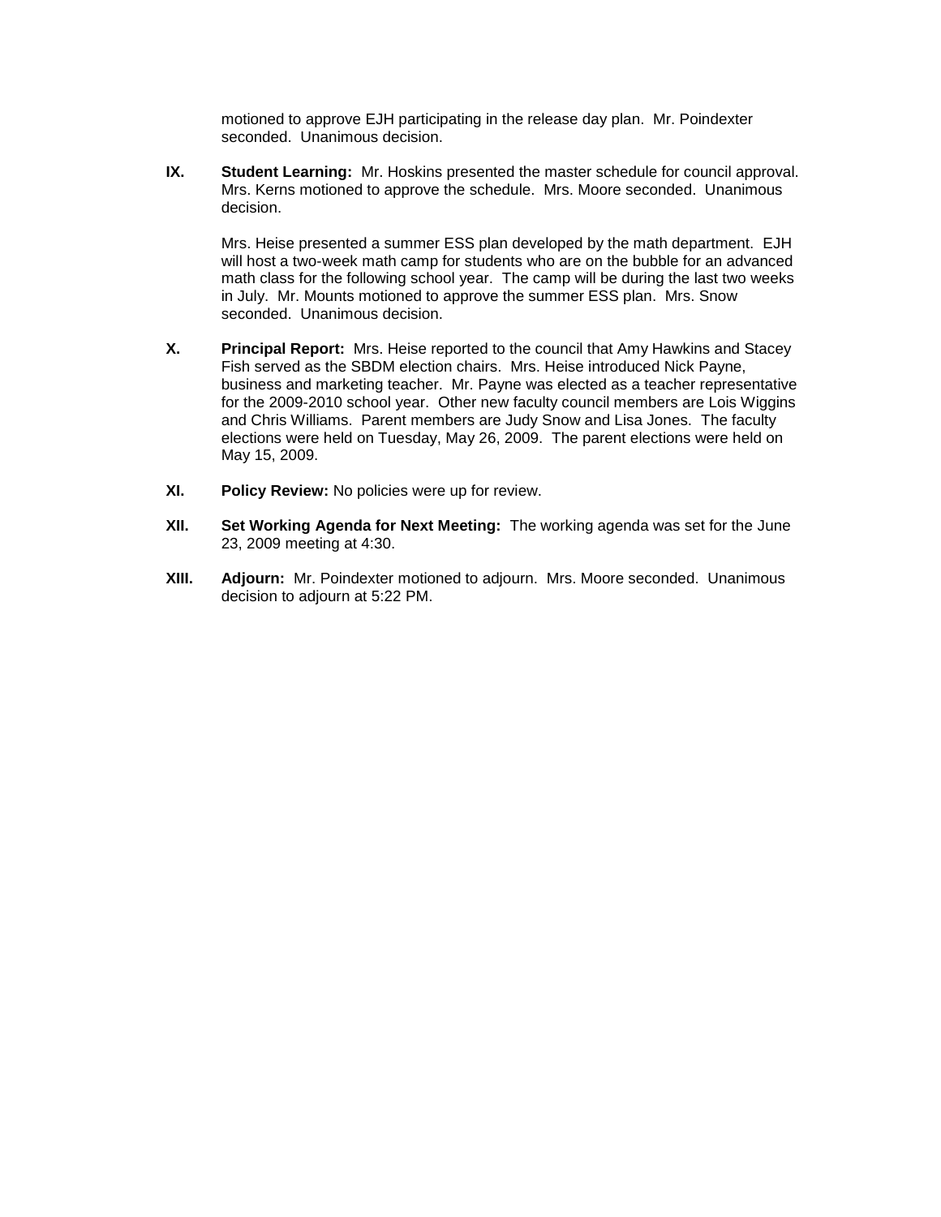motioned to approve EJH participating in the release day plan. Mr. Poindexter seconded. Unanimous decision.

**IX. Student Learning:** Mr. Hoskins presented the master schedule for council approval. Mrs. Kerns motioned to approve the schedule. Mrs. Moore seconded. Unanimous decision.

Mrs. Heise presented a summer ESS plan developed by the math department. EJH will host a two-week math camp for students who are on the bubble for an advanced math class for the following school year. The camp will be during the last two weeks in July. Mr. Mounts motioned to approve the summer ESS plan. Mrs. Snow seconded. Unanimous decision.

**X. Principal Report:** Mrs. Heise reported to the council that Amy Hawkins and Stacey Fish served as the SBDM election chairs. Mrs. Heise introduced Nick Payne, business and marketing teacher. Mr. Payne was elected as a teacher representative for the 2009-2010 school year. Other new faculty council members are Lois Wiggins and Chris Williams. Parent members are Judy Snow and Lisa Jones. The faculty elections were held on Tuesday, May 26, 2009. The parent elections were held on May 15, 2009.

**XI. Policy Review:** No policies were up for review.

**XII. Set Working Agenda for Next Meeting:** The working agenda was set for the June 23, 2009 meeting at 4:30.

**XIII. Adjourn:** Mr. Poindexter motioned to adjourn. Mrs. Moore seconded. Unanimous decision to adjourn at 5:22 PM.